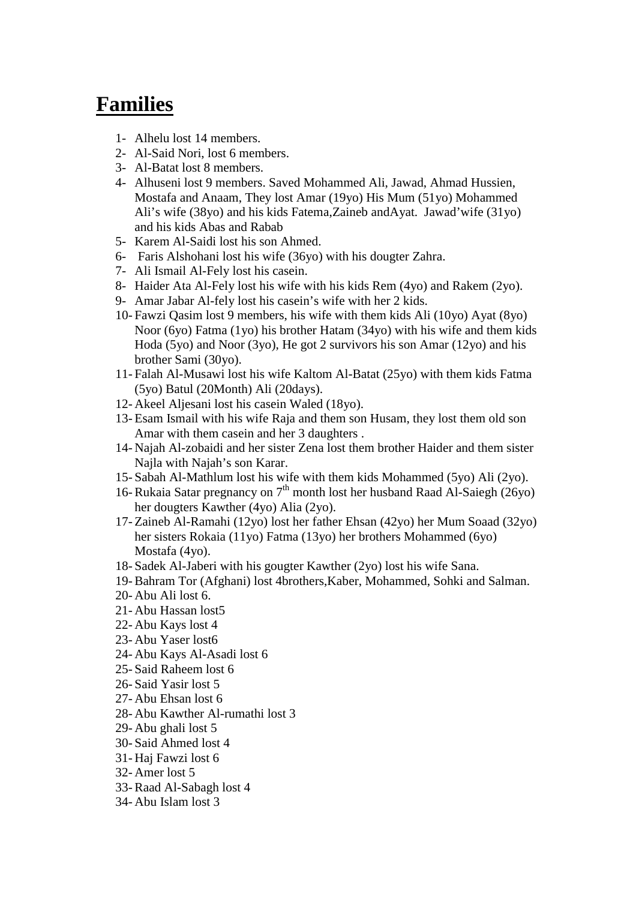# Families

1- Alhelu lost 14 members.
2- Al-Said Nori, lost 6 members.
3- Al-Batat lost 8 members.
4- Alhuseni lost 9 members. Saved Mohammed Ali, Jawad, Ahmad Hussien, Mostafa and Anaam, They lost Amar (19yo) His Mum (51yo) Mohammed Ali's wife (38yo) and his kids Fatema,Zaineb andAyat. Jawad'wife (31yo) and his kids Abas and Rabab
5- Karem Al-Saidi lost his son Ahmed.
6- Faris Alshohani lost his wife (36yo) with his dougter Zahra.
7- Ali Ismail Al-Fely lost his casein.
8- Haider Ata Al-Fely lost his wife with his kids Rem (4yo) and Rakem (2yo).
9- Amar Jabar Al-fely lost his casein's wife with her 2 kids.
10- Fawzi Qasim lost 9 members, his wife with them kids Ali (10yo) Ayat (8yo) Noor (6yo) Fatma (1yo) his brother Hatam (34yo) with his wife and them kids Hoda (5yo) and Noor (3yo), He got 2 survivors his son Amar (12yo) and his brother Sami (30yo).
11- Falah Al-Musawi lost his wife Kaltom Al-Batat (25yo) with them kids Fatma (5yo) Batul (20Month) Ali (20days).
12- Akeel Aljesani lost his casein Waled (18yo).
13- Esam Ismail with his wife Raja and them son Husam, they lost them old son Amar with them casein and her 3 daughters .
14- Najah Al-zobaidi and her sister Zena lost them brother Haider and them sister Najla with Najah's son Karar.
15- Sabah Al-Mathlum lost his wife with them kids Mohammed (5yo) Ali (2yo).
16- Rukaia Satar pregnancy on 7th month lost her husband Raad Al-Saiegh (26yo) her dougters Kawther (4yo) Alia (2yo).
17- Zaineb Al-Ramahi (12yo) lost her father Ehsan (42yo) her Mum Soaad (32yo) her sisters Rokaia (11yo) Fatma (13yo) her brothers Mohammed (6yo) Mostafa (4yo).
18- Sadek Al-Jaberi with his gougter Kawther (2yo) lost his wife Sana.
19- Bahram Tor (Afghani) lost 4brothers,Kaber, Mohammed, Sohki and Salman.
20- Abu Ali lost 6.
21- Abu Hassan lost5
22- Abu Kays lost 4
23- Abu Yaser lost6
24- Abu Kays Al-Asadi lost 6
25- Said Raheem lost 6
26- Said Yasir lost 5
27- Abu Ehsan lost 6
28- Abu Kawther Al-rumathi lost 3
29- Abu ghali lost 5
30- Said Ahmed lost 4
31- Haj Fawzi lost 6
32- Amer lost 5
33- Raad Al-Sabagh lost 4
34- Abu Islam lost 3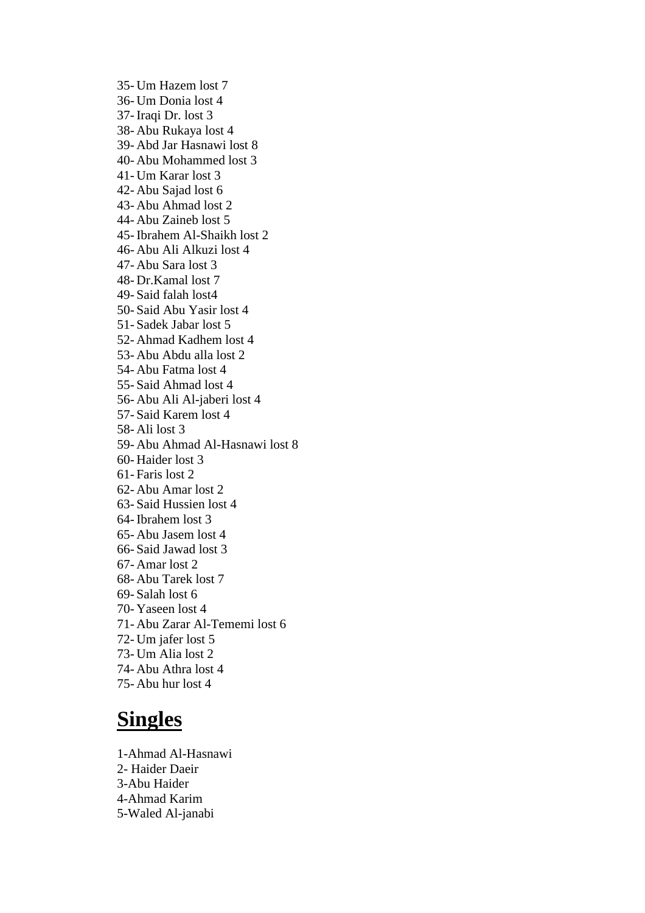35- Um Hazem lost 7
36- Um Donia lost 4
37- Iraqi Dr. lost 3
38- Abu Rukaya lost 4
39- Abd Jar Hasnawi lost 8
40- Abu Mohammed lost 3
41- Um Karar lost 3
42- Abu Sajad lost 6
43- Abu Ahmad lost 2
44- Abu Zaineb lost 5
45- Ibrahem Al-Shaikh lost 2
46- Abu Ali Alkuzi lost 4
47- Abu Sara lost 3
48- Dr.Kamal lost 7
49- Said falah lost4
50- Said Abu Yasir lost 4
51- Sadek Jabar lost 5
52- Ahmad Kadhem lost 4
53- Abu Abdu alla lost 2
54- Abu Fatma lost 4
55- Said Ahmad lost 4
56- Abu Ali Al-jaberi lost 4
57- Said Karem lost 4
58- Ali lost 3
59- Abu Ahmad Al-Hasnawi lost 8
60- Haider lost 3
61- Faris lost 2
62- Abu Amar lost 2
63- Said Hussien lost 4
64- Ibrahem lost 3
65- Abu Jasem lost 4
66- Said Jawad lost 3
67- Amar lost 2
68- Abu Tarek lost 7
69- Salah lost 6
70- Yaseen lost 4
71- Abu Zarar Al-Tememi lost 6
72- Um jafer lost 5
73- Um Alia lost 2
74- Abu Athra lost 4
75- Abu hur lost 4

## Singles

1-Ahmad Al-Hasnawi
2- Haider Daeir
3-Abu Haider
4-Ahmad Karim
5-Waled Al-janabi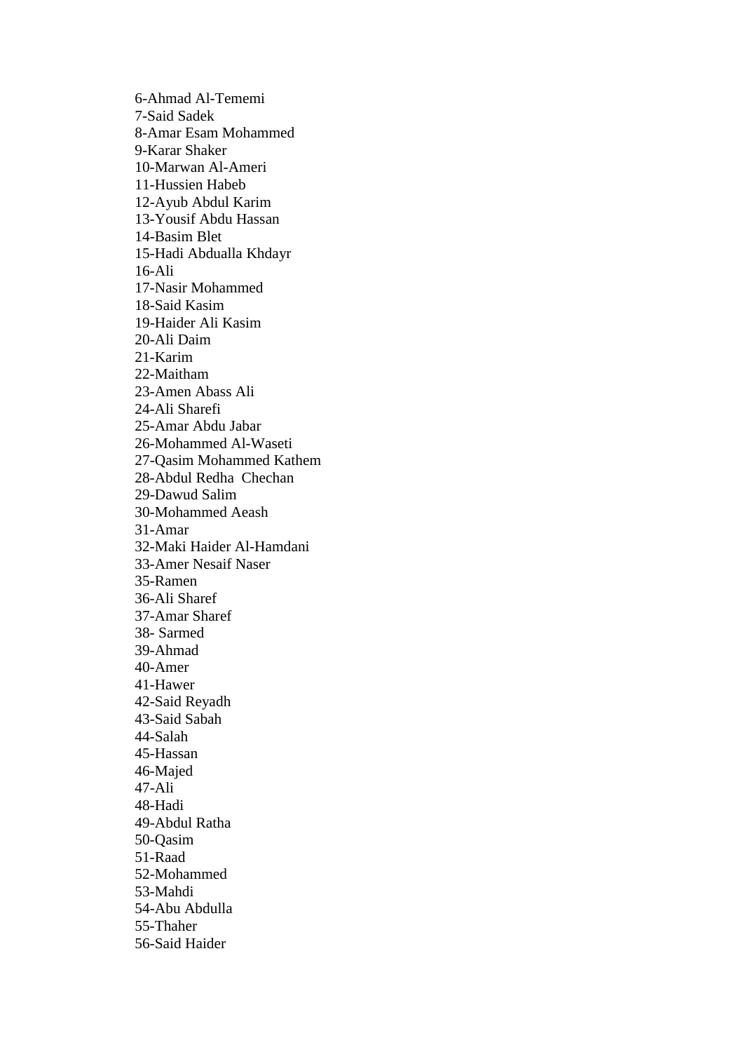6-Ahmad Al-Tememi
7-Said Sadek
8-Amar Esam Mohammed
9-Karar Shaker
10-Marwan Al-Ameri
11-Hussien Habeb
12-Ayub Abdul Karim
13-Yousif Abdu Hassan
14-Basim Blet
15-Hadi Abdualla Khdayr
16-Ali
17-Nasir Mohammed
18-Said Kasim
19-Haider Ali Kasim
20-Ali Daim
21-Karim
22-Maitham
23-Amen Abass Ali
24-Ali Sharefi
25-Amar Abdu Jabar
26-Mohammed Al-Waseti
27-Qasim Mohammed Kathem
28-Abdul Redha Chechan
29-Dawud Salim
30-Mohammed Aeash
31-Amar
32-Maki Haider Al-Hamdani
33-Amer Nesaif Naser
35-Ramen
36-Ali Sharef
37-Amar Sharef
38- Sarmed
39-Ahmad
40-Amer
41-Hawer
42-Said Reyadh
43-Said Sabah
44-Salah
45-Hassan
46-Majed
47-Ali
48-Hadi
49-Abdul Ratha
50-Qasim
51-Raad
52-Mohammed
53-Mahdi
54-Abu Abdulla
55-Thaher
56-Said Haider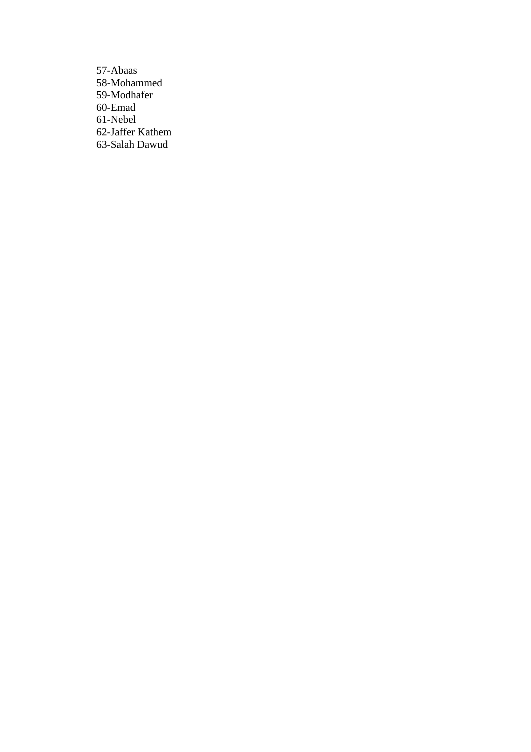57-Abaas
58-Mohammed
59-Modhafer
60-Emad
61-Nebel
62-Jaffer Kathem
63-Salah Dawud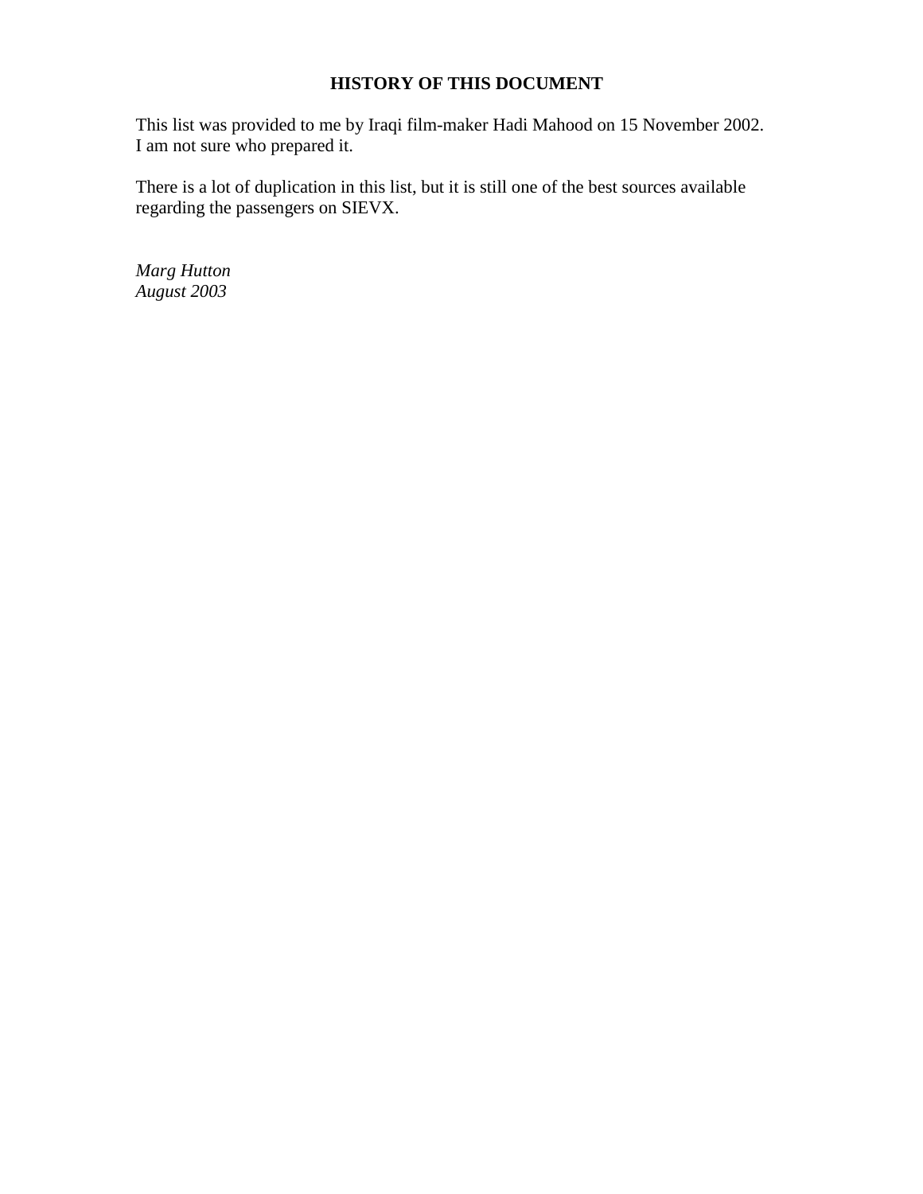## HISTORY OF THIS DOCUMENT

This list was provided to me by Iraqi film-maker Hadi Mahood on 15 November 2002. I am not sure who prepared it.

There is a lot of duplication in this list, but it is still one of the best sources available regarding the passengers on SIEVX.

*Marg Hutton*
*August 2003*